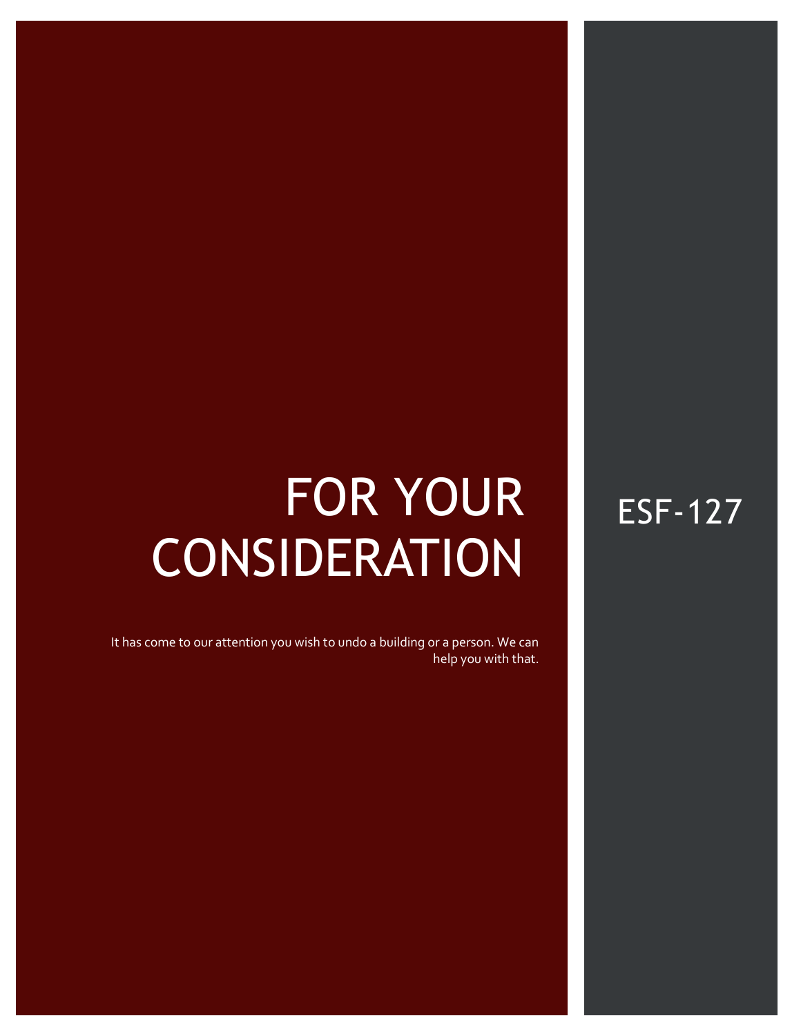# FOR YOUR CONSIDERATION

It has come to our attention you wish to undo a building or a person. We can help you with that.

ESF-127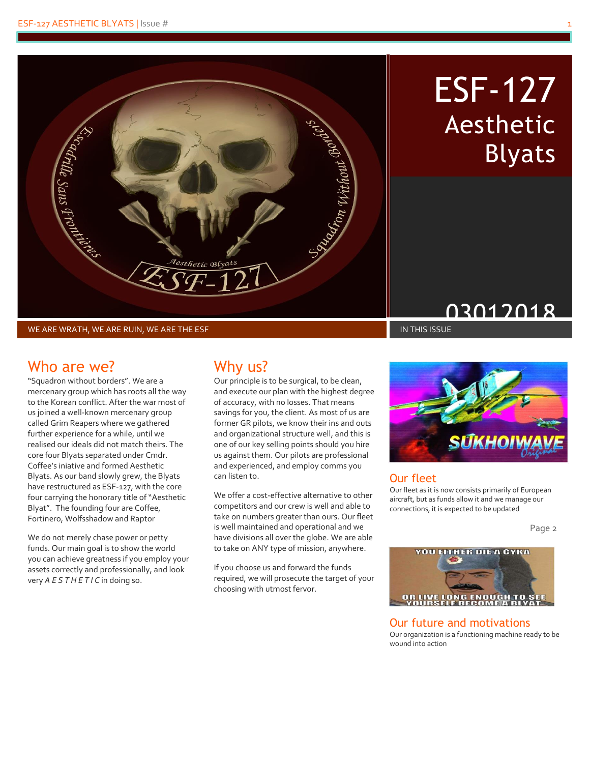# ESF-127
## Aesthetic Blyats

03012018

WE ARE WRATH, WE ARE RUIN, WE ARE THE ESF

IN THIS ISSUE

## Who are we?

"Squadron without borders". We are a mercenary group which has roots all the way to the Korean conflict. After the war most of us joined a well-known mercenary group called Grim Reapers where we gathered further experience for a while, until we realised our ideals did not match theirs. The core four Blyats separated under Cmdr. Coffee's iniative and formed Aesthetic Blyats. As our band slowly grew, the Blyats have restructured as ESF-127, with the core four carrying the honorary title of "Aesthetic Blyat". The founding four are Coffee, Fortinero, Wolfsshadow and Raptor

We do not merely chase power or petty funds. Our main goal is to show the world you can achieve greatness if you employ your assets correctly and professionally, and look very *A E S T H E T I C* in doing so.

## Why us?

Our principle is to be surgical, to be clean, and execute our plan with the highest degree of accuracy, with no losses. That means savings for you, the client. As most of us are former GR pilots, we know their ins and outs and organizational structure well, and this is one of our key selling points should you hire us against them. Our pilots are professional and experienced, and employ comms you can listen to.

We offer a cost-effective alternative to other competitors and our crew is well and able to take on numbers greater than ours. Our fleet is well maintained and operational and we have divisions all over the globe. We are able to take on ANY type of mission, anywhere.

If you choose us and forward the funds required, we will prosecute the target of your choosing with utmost fervor.

## Our fleet

Our fleet as it is now consists primarily of European aircraft, but as funds allow it and we manage our connections, it is expected to be updated

Page 2

## Our future and motivations

Our organization is a functioning machine ready to be wound into action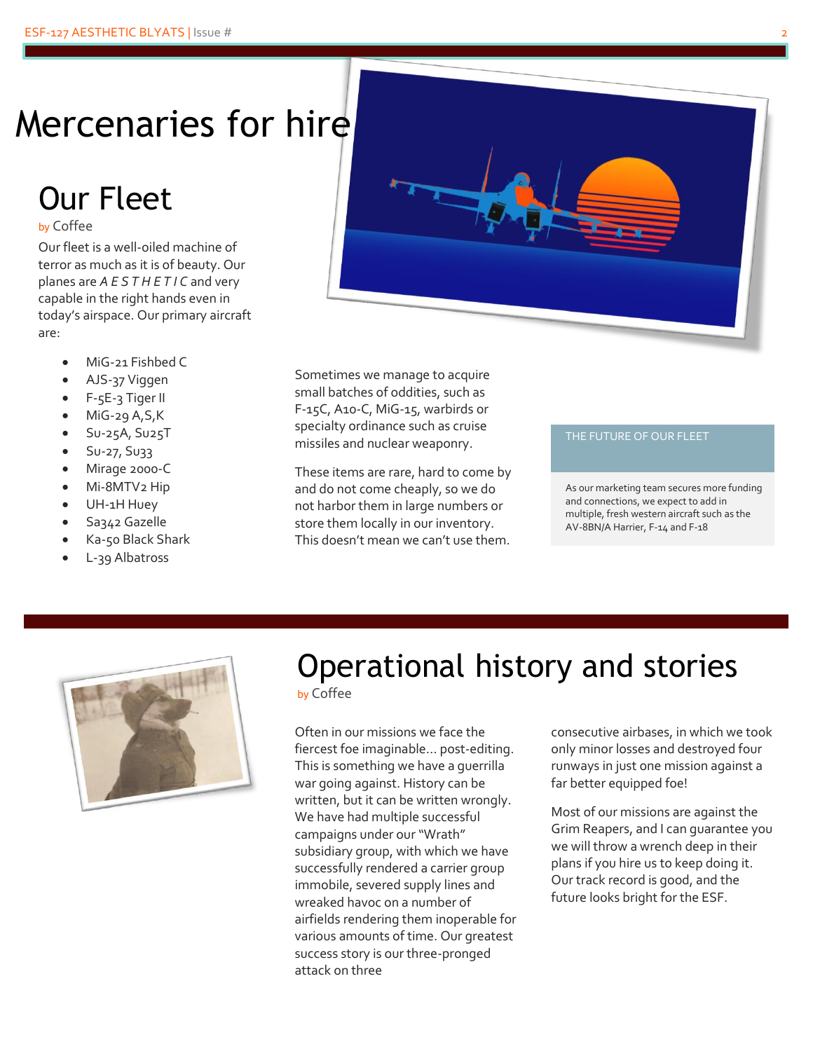# Mercenaries for hire

## Our Fleet

by Coffee

Our fleet is a well-oiled machine of terror as much as it is of beauty. Our planes are *A E S T H E T I C* and very capable in the right hands even in today's airspace. Our primary aircraft are:

- MiG-21 Fishbed C
- AJS-37 Viggen
- F-5E-3 Tiger II
- MiG-29 A,S,K
- Su-25A, Su25T
- Su-27, Su33
- Mirage 2000-C
- Mi-8MTV2 Hip
- UH-1H Huey
- Sa342 Gazelle
- Ka-50 Black Shark
- L-39 Albatross

Sometimes we manage to acquire small batches of oddities, such as F-15C, A10-C, MiG-15, warbirds or specialty ordinance such as cruise missiles and nuclear weaponry.

These items are rare, hard to come by and do not come cheaply, so we do not harbor them in large numbers or store them locally in our inventory. This doesn't mean we can't use them.

**THE FUTURE OF OUR FLEET**

As our marketing team secures more funding and connections, we expect to add in multiple, fresh western aircraft such as the AV-8BN/A Harrier, F-14 and F-18

## Operational history and stories

by Coffee

Often in our missions we face the fiercest foe imaginable… post-editing. This is something we have a guerrilla war going against. History can be written, but it can be written wrongly. We have had multiple successful campaigns under our "Wrath" subsidiary group, with which we have successfully rendered a carrier group immobile, severed supply lines and wreaked havoc on a number of airfields rendering them inoperable for various amounts of time. Our greatest success story is our three-pronged attack on three consecutive airbases, in which we took only minor losses and destroyed four runways in just one mission against a far better equipped foe!

Most of our missions are against the Grim Reapers, and I can guarantee you we will throw a wrench deep in their plans if you hire us to keep doing it. Our track record is good, and the future looks bright for the ESF.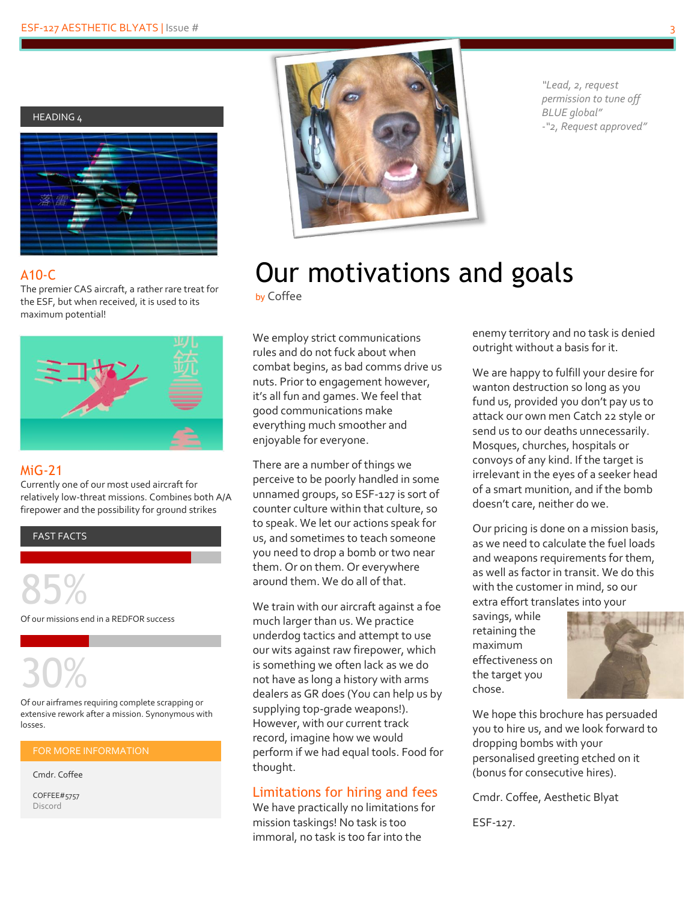#### HEADING 4

### A10-C

The premier CAS aircraft, a rather rare treat for the ESF, but when received, it is used to its maximum potential!

### MiG-21

Currently one of our most used aircraft for relatively low-threat missions. Combines both A/A firepower and the possibility for ground strikes

#### FAST FACTS

85%

Of our missions end in a REDFOR success

30%

Of our airframes requiring complete scrapping or extensive rework after a mission. Synonymous with losses.

#### FOR MORE INFORMATION

Cmdr. Coffee

COFFEE#5757
Discord

*"Lead, 2, request permission to tune off BLUE global"*
*-"2, Request approved"*

# Our motivations and goals

by Coffee

We employ strict communications rules and do not fuck about when combat begins, as bad comms drive us nuts. Prior to engagement however, it's all fun and games. We feel that good communications make everything much smoother and enjoyable for everyone.

There are a number of things we perceive to be poorly handled in some unnamed groups, so ESF-127 is sort of counter culture within that culture, so to speak. We let our actions speak for us, and sometimes to teach someone you need to drop a bomb or two near them. Or on them. Or everywhere around them. We do all of that.

We train with our aircraft against a foe much larger than us. We practice underdog tactics and attempt to use our wits against raw firepower, which is something we often lack as we do not have as long a history with arms dealers as GR does (You can help us by supplying top-grade weapons!). However, with our current track record, imagine how we would perform if we had equal tools. Food for thought.

## Limitations for hiring and fees

We have practically no limitations for mission taskings! No task is too immoral, no task is too far into the enemy territory and no task is denied outright without a basis for it.

We are happy to fulfill your desire for wanton destruction so long as you fund us, provided you don't pay us to attack our own men Catch 22 style or send us to our deaths unnecessarily. Mosques, churches, hospitals or convoys of any kind. If the target is irrelevant in the eyes of a seeker head of a smart munition, and if the bomb doesn't care, neither do we.

Our pricing is done on a mission basis, as we need to calculate the fuel loads and weapons requirements for them, as well as factor in transit. We do this with the customer in mind, so our extra effort translates into your savings, while retaining the maximum effectiveness on the target you chose.

We hope this brochure has persuaded you to hire us, and we look forward to dropping bombs with your personalised greeting etched on it (bonus for consecutive hires).

Cmdr. Coffee, Aesthetic Blyat

ESF-127.